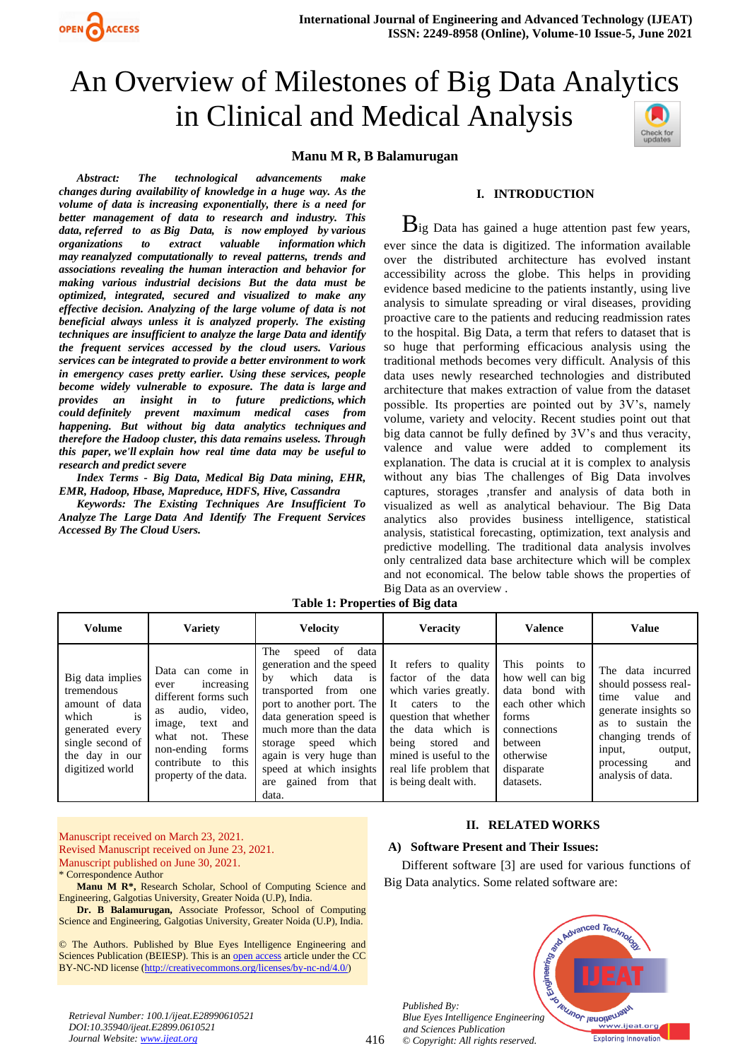# An Overview of Milestones of Big Data Analytics in Clinical and Medical Analysis

**Manu M R, B Balamurugan**

***Abstract:** The technological advancements make changes during availability of knowledge in a huge way. As the volume of data is increasing exponentially, there is a need for better management of data to research and industry. This data, referred to as Big Data, is now employed by various organizations to extract valuable information which may reanalyzed computationally to reveal patterns, trends and associations revealing the human interaction and behavior for making various industrial decisions But the data must be optimized, integrated, secured and visualized to make any effective decision. Analyzing of the large volume of data is not beneficial always unless it is analyzed properly. The existing techniques are insufficient to analyze the large Data and identify the frequent services accessed by the cloud users. Various services can be integrated to provide a better environment to work in emergency cases pretty earlier. Using these services, people become widely vulnerable to exposure. The data is large and provides an insight in to future predictions, which could definitely prevent maximum medical cases from happening. But without big data analytics techniques and therefore the Hadoop cluster, this data remains useless. Through this paper, we'll explain how real time data may be useful to research and predict severe*

***Index Terms** - Big Data, Medical Big Data mining, EHR, EMR, Hadoop, Hbase, Mapreduce, HDFS, Hive, Cassandra*

***Keywords:** The Existing Techniques Are Insufficient To Analyze The Large Data And Identify The Frequent Services Accessed By The Cloud Users.*

Manuscript received on March 23, 2021.
Revised Manuscript received on June 23, 2021.
Manuscript published on June 30, 2021.
\* Correspondence Author

**Manu M R\***, Research Scholar, School of Computing Science and Engineering, Galgotias University, Greater Noida (U.P), India.

**Dr. B Balamurugan,** Associate Professor, School of Computing Science and Engineering, Galgotias University, Greater Noida (U.P), India.

© The Authors. Published by Blue Eyes Intelligence Engineering and Sciences Publication (BEIESP). This is an open access article under the CC BY-NC-ND license (http://creativecommons.org/licenses/by-nc-nd/4.0/)

## I. INTRODUCTION

Big Data has gained a huge attention past few years, ever since the data is digitized. The information available over the distributed architecture has evolved instant accessibility across the globe. This helps in providing evidence based medicine to the patients instantly, using live analysis to simulate spreading or viral diseases, providing proactive care to the patients and reducing readmission rates to the hospital. Big Data, a term that refers to dataset that is so huge that performing efficacious analysis using the traditional methods becomes very difficult. Analysis of this data uses newly researched technologies and distributed architecture that makes extraction of value from the dataset possible. Its properties are pointed out by 3V's, namely volume, variety and velocity. Recent studies point out that big data cannot be fully defined by 3V's and thus veracity, valence and value were added to complement its explanation. The data is crucial at it is complex to analysis without any bias The challenges of Big Data involves captures, storages ,transfer and analysis of data both in visualized as well as analytical behaviour. The Big Data analytics also provides business intelligence, statistical analysis, statistical forecasting, optimization, text analysis and predictive modelling. The traditional data analysis involves only centralized data base architecture which will be complex and not economical. The below table shows the properties of Big Data as an overview .

**Table 1: Properties of Big data**

| Volume | Variety | Velocity | Veracity | Valence | Value |
|---|---|---|---|---|---|
| Big data implies tremendous amount of data which is generated every single second of the day in our digitized world | Data can come in ever increasing different forms such as audio, video, image, text and what not. These non-ending forms contribute to this property of the data. | The speed of data generation and the speed by which data is transported from one port to another port. The data generation speed is much more than the data storage speed which again is very huge than speed at which insights are gained from that data. | It refers to quality factor of the data which varies greatly. It caters to the question that whether the data which is being stored and mined is useful to the real life problem that is being dealt with. | This points to how well can big data bond with each other which forms connections between otherwise disparate datasets. | The data incurred should possess real-time value and generate insights so as to sustain the changing trends of input, output, processing and analysis of data. |

## II. RELATED WORKS

### A) Software Present and Their Issues:

Different software [3] are used for various functions of Big Data analytics. Some related software are: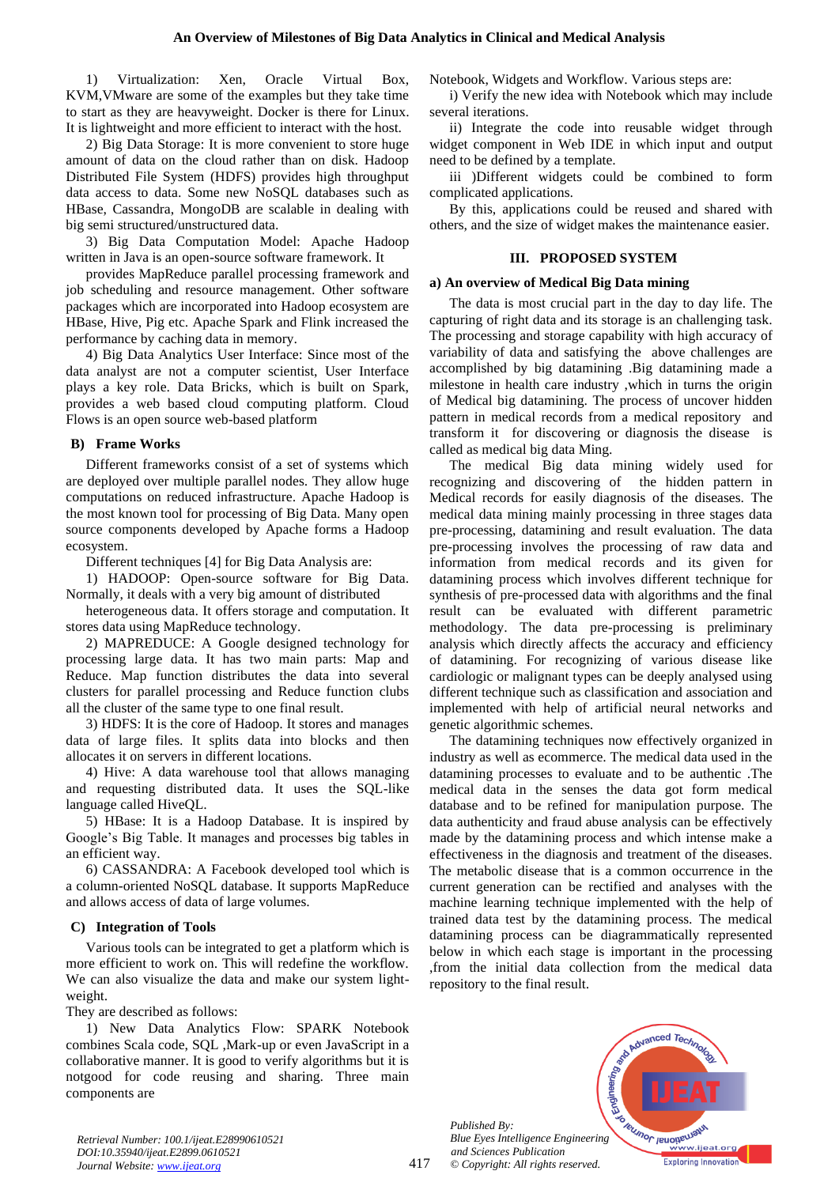1) Virtualization: Xen, Oracle Virtual Box, KVM,VMware are some of the examples but they take time to start as they are heavyweight. Docker is there for Linux. It is lightweight and more efficient to interact with the host.

2) Big Data Storage: It is more convenient to store huge amount of data on the cloud rather than on disk. Hadoop Distributed File System (HDFS) provides high throughput data access to data. Some new NoSQL databases such as HBase, Cassandra, MongoDB are scalable in dealing with big semi structured/unstructured data.

3) Big Data Computation Model: Apache Hadoop written in Java is an open-source software framework. It provides MapReduce parallel processing framework and job scheduling and resource management. Other software packages which are incorporated into Hadoop ecosystem are HBase, Hive, Pig etc. Apache Spark and Flink increased the performance by caching data in memory.

4) Big Data Analytics User Interface: Since most of the data analyst are not a computer scientist, User Interface plays a key role. Data Bricks, which is built on Spark, provides a web based cloud computing platform. Cloud Flows is an open source web-based platform

### B) Frame Works

Different frameworks consist of a set of systems which are deployed over multiple parallel nodes. They allow huge computations on reduced infrastructure. Apache Hadoop is the most known tool for processing of Big Data. Many open source components developed by Apache forms a Hadoop ecosystem.

Different techniques [4] for Big Data Analysis are:

1) HADOOP: Open-source software for Big Data. Normally, it deals with a very big amount of distributed heterogeneous data. It offers storage and computation. It stores data using MapReduce technology.

2) MAPREDUCE: A Google designed technology for processing large data. It has two main parts: Map and Reduce. Map function distributes the data into several clusters for parallel processing and Reduce function clubs all the cluster of the same type to one final result.

3) HDFS: It is the core of Hadoop. It stores and manages data of large files. It splits data into blocks and then allocates it on servers in different locations.

4) Hive: A data warehouse tool that allows managing and requesting distributed data. It uses the SQL-like language called HiveQL.

5) HBase: It is a Hadoop Database. It is inspired by Google's Big Table. It manages and processes big tables in an efficient way.

6) CASSANDRA: A Facebook developed tool which is a column-oriented NoSQL database. It supports MapReduce and allows access of data of large volumes.

### C) Integration of Tools

Various tools can be integrated to get a platform which is more efficient to work on. This will redefine the workflow. We can also visualize the data and make our system light-weight.

They are described as follows:

1) New Data Analytics Flow: SPARK Notebook combines Scala code, SQL ,Mark-up or even JavaScript in a collaborative manner. It is good to verify algorithms but it is notgood for code reusing and sharing. Three main components are Notebook, Widgets and Workflow. Various steps are:

i) Verify the new idea with Notebook which may include several iterations.

ii) Integrate the code into reusable widget through widget component in Web IDE in which input and output need to be defined by a template.

iii )Different widgets could be combined to form complicated applications.

By this, applications could be reused and shared with others, and the size of widget makes the maintenance easier.

## III. PROPOSED SYSTEM

### a) An overview of Medical Big Data mining

The data is most crucial part in the day to day life. The capturing of right data and its storage is an challenging task. The processing and storage capability with high accuracy of variability of data and satisfying the above challenges are accomplished by big datamining .Big datamining made a milestone in health care industry ,which in turns the origin of Medical big datamining. The process of uncover hidden pattern in medical records from a medical repository and transform it for discovering or diagnosis the disease is called as medical big data Ming.

The medical Big data mining widely used for recognizing and discovering of the hidden pattern in Medical records for easily diagnosis of the diseases. The medical data mining mainly processing in three stages data pre-processing, datamining and result evaluation. The data pre-processing involves the processing of raw data and information from medical records and its given for datamining process which involves different technique for synthesis of pre-processed data with algorithms and the final result can be evaluated with different parametric methodology. The data pre-processing is preliminary analysis which directly affects the accuracy and efficiency of datamining. For recognizing of various disease like cardiologic or malignant types can be deeply analysed using different technique such as classification and association and implemented with help of artificial neural networks and genetic algorithmic schemes.

The datamining techniques now effectively organized in industry as well as ecommerce. The medical data used in the datamining processes to evaluate and to be authentic .The medical data in the senses the data got form medical database and to be refined for manipulation purpose. The data authenticity and fraud abuse analysis can be effectively made by the datamining process and which intense make a effectiveness in the diagnosis and treatment of the diseases. The metabolic disease that is a common occurrence in the current generation can be rectified and analyses with the machine learning technique implemented with the help of trained data test by the datamining process. The medical datamining process can be diagrammatically represented below in which each stage is important in the processing ,from the initial data collection from the medical data repository to the final result.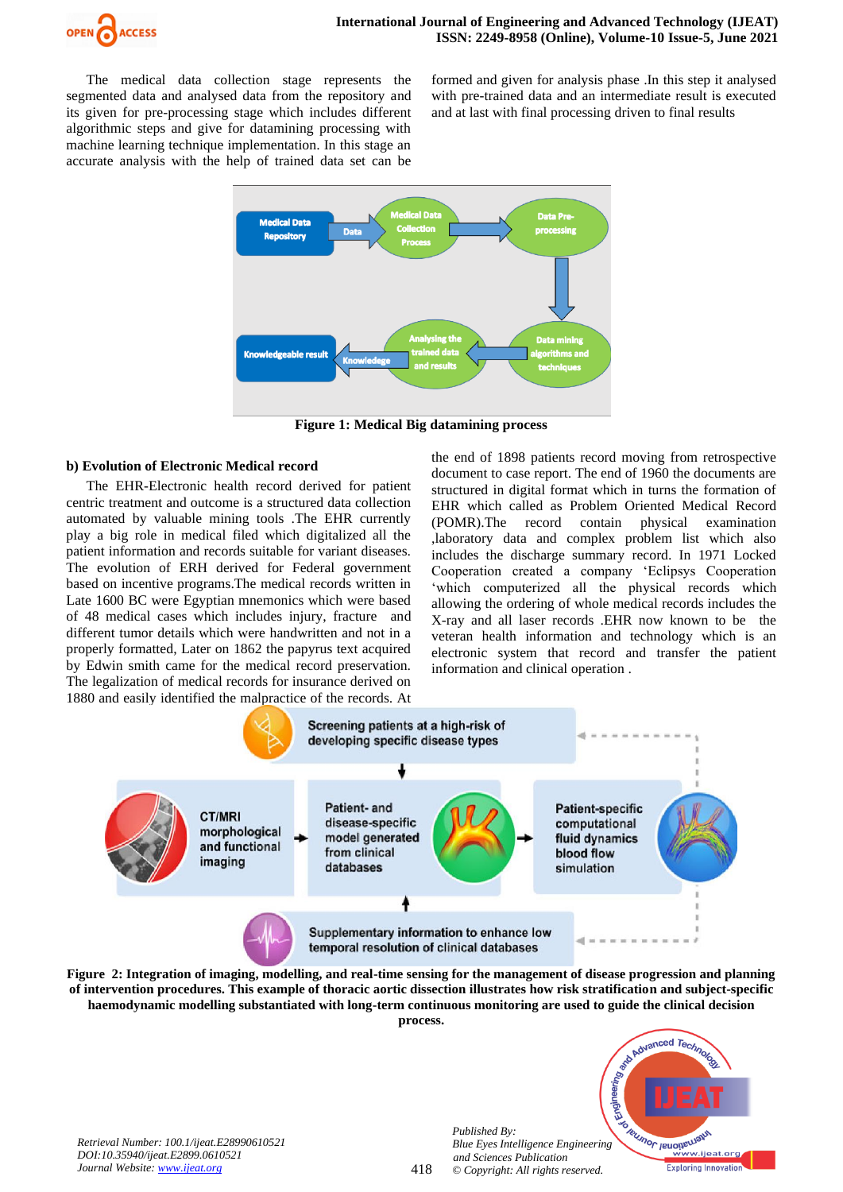The medical data collection stage represents the segmented data and analysed data from the repository and its given for pre-processing stage which includes different algorithmic steps and give for datamining processing with machine learning technique implementation. In this stage an accurate analysis with the help of trained data set can be formed and given for analysis phase .In this step it analysed with pre-trained data and an intermediate result is executed and at last with final processing driven to final results

**Figure 1: Medical Big datamining process**

### b) Evolution of Electronic Medical record

The EHR-Electronic health record derived for patient centric treatment and outcome is a structured data collection automated by valuable mining tools .The EHR currently play a big role in medical filed which digitalized all the patient information and records suitable for variant diseases. The evolution of ERH derived for Federal government based on incentive programs.The medical records written in Late 1600 BC were Egyptian mnemonics which were based of 48 medical cases which includes injury, fracture and different tumor details which were handwritten and not in a properly formatted, Later on 1862 the papyrus text acquired by Edwin smith came for the medical record preservation. The legalization of medical records for insurance derived on 1880 and easily identified the malpractice of the records. At the end of 1898 patients record moving from retrospective document to case report. The end of 1960 the documents are structured in digital format which in turns the formation of EHR which called as Problem Oriented Medical Record (POMR).The record contain physical examination ,laboratory data and complex problem list which also includes the discharge summary record. In 1971 Locked Cooperation created a company 'Eclipsys Cooperation 'which computerized all the physical records which allowing the ordering of whole medical records includes the X-ray and all laser records .EHR now known to be the veteran health information and technology which is an electronic system that record and transfer the patient information and clinical operation .

**Figure 2: Integration of imaging, modelling, and real-time sensing for the management of disease progression and planning of intervention procedures. This example of thoracic aortic dissection illustrates how risk stratification and subject-specific haemodynamic modelling substantiated with long-term continuous monitoring are used to guide the clinical decision process.**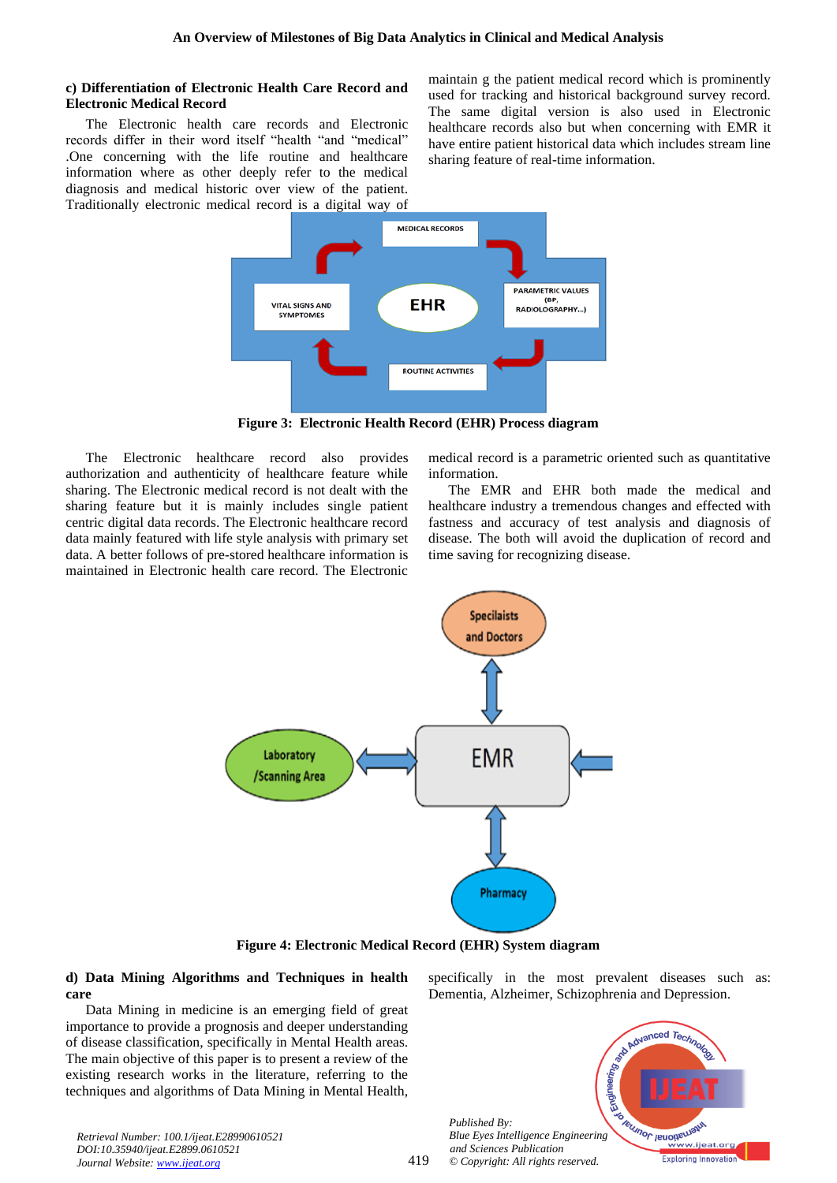### c) Differentiation of Electronic Health Care Record and Electronic Medical Record

The Electronic health care records and Electronic records differ in their word itself "health "and "medical" .One concerning with the life routine and healthcare information where as other deeply refer to the medical diagnosis and medical historic over view of the patient. Traditionally electronic medical record is a digital way of maintain g the patient medical record which is prominently used for tracking and historical background survey record. The same digital version is also used in Electronic healthcare records also but when concerning with EMR it have entire patient historical data which includes stream line sharing feature of real-time information.

**Figure 3: Electronic Health Record (EHR) Process diagram**

The Electronic healthcare record also provides authorization and authenticity of healthcare feature while sharing. The Electronic medical record is not dealt with the sharing feature but it is mainly includes single patient centric digital data records. The Electronic healthcare record data mainly featured with life style analysis with primary set data. A better follows of pre-stored healthcare information is maintained in Electronic health care record. The Electronic medical record is a parametric oriented such as quantitative information.

The EMR and EHR both made the medical and healthcare industry a tremendous changes and effected with fastness and accuracy of test analysis and diagnosis of disease. The both will avoid the duplication of record and time saving for recognizing disease.

**Figure 4: Electronic Medical Record (EHR) System diagram**

### d) Data Mining Algorithms and Techniques in health care

Data Mining in medicine is an emerging field of great importance to provide a prognosis and deeper understanding of disease classification, specifically in Mental Health areas. The main objective of this paper is to present a review of the existing research works in the literature, referring to the techniques and algorithms of Data Mining in Mental Health, specifically in the most prevalent diseases such as: Dementia, Alzheimer, Schizophrenia and Depression.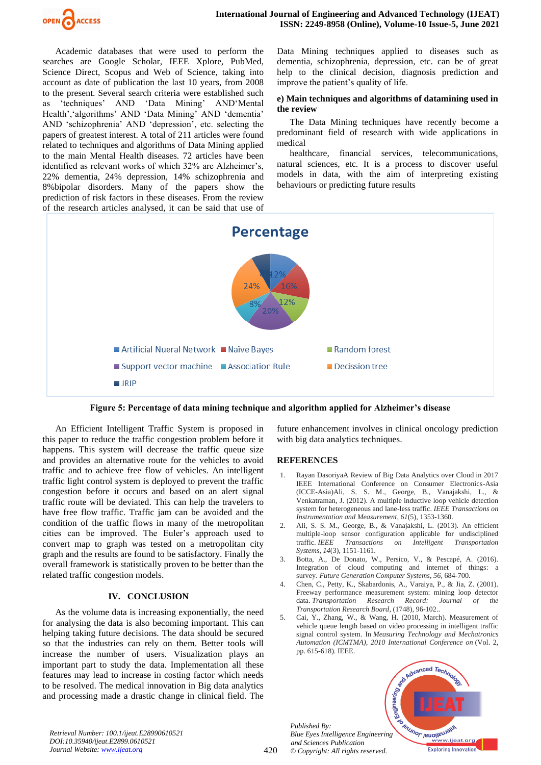Academic databases that were used to perform the searches are Google Scholar, IEEE Xplore, PubMed, Science Direct, Scopus and Web of Science, taking into account as date of publication the last 10 years, from 2008 to the present. Several search criteria were established such as 'techniques' AND 'Data Mining' AND'Mental Health','algorithms' AND 'Data Mining' AND 'dementia' AND 'schizophrenia' AND 'depression', etc. selecting the papers of greatest interest. A total of 211 articles were found related to techniques and algorithms of Data Mining applied to the main Mental Health diseases. 72 articles have been identified as relevant works of which 32% are Alzheimer's, 22% dementia, 24% depression, 14% schizophrenia and 8%bipolar disorders. Many of the papers show the prediction of risk factors in these diseases. From the review of the research articles analysed, it can be said that use of Data Mining techniques applied to diseases such as dementia, schizophrenia, depression, etc. can be of great help to the clinical decision, diagnosis prediction and improve the patient's quality of life.

**e) Main techniques and algorithms of datamining used in the review**

The Data Mining techniques have recently become a predominant field of research with wide applications in medical

healthcare, financial services, telecommunications, natural sciences, etc. It is a process to discover useful models in data, with the aim of interpreting existing behaviours or predicting future results

Percentage

| Technique | Percentage |
|---|---|
| Artificial Nueral Network | 12% |
| Naïve Bayes | 16% |
| Random forest | 12% |
| Support vector machine | 20% |
| Association Rule | 8% |
| Decission tree | 24% |
| JRIP | 8% |

**Figure 5: Percentage of data mining technique and algorithm applied for Alzheimer's disease**

An Efficient Intelligent Traffic System is proposed in this paper to reduce the traffic congestion problem before it happens. This system will decrease the traffic queue size and provides an alternative route for the vehicles to avoid traffic and to achieve free flow of vehicles. An intelligent traffic light control system is deployed to prevent the traffic congestion before it occurs and based on an alert signal traffic route will be deviated. This can help the travelers to have free flow traffic. Traffic jam can be avoided and the condition of the traffic flows in many of the metropolitan cities can be improved. The Euler's approach used to convert map to graph was tested on a metropolitan city graph and the results are found to be satisfactory. Finally the overall framework is statistically proven to be better than the related traffic congestion models.

## IV. CONCLUSION

As the volume data is increasing exponentially, the need for analysing the data is also becoming important. This can helping taking future decisions. The data should be secured so that the industries can rely on them. Better tools will increase the number of users. Visualization plays an important part to study the data. Implementation all these features may lead to increase in costing factor which needs to be resolved. The medical innovation in Big data analytics and processing made a drastic change in clinical field. The future enhancement involves in clinical oncology prediction with big data analytics techniques.

## REFERENCES

1. Rayan DasoriyaA Review of Big Data Analytics over Cloud in 2017 IEEE International Conference on Consumer Electronics-Asia (ICCE-Asia)Ali, S. S. M., George, B., Vanajakshi, L., & Venkatraman, J. (2012). A multiple inductive loop vehicle detection system for heterogeneous and lane-less traffic. *IEEE Transactions on Instrumentation and Measurement*, *61*(5), 1353-1360.
2. Ali, S. S. M., George, B., & Vanajakshi, L. (2013). An efficient multiple-loop sensor configuration applicable for undisciplined traffic. *IEEE Transactions on Intelligent Transportation Systems*, *14*(3), 1151-1161.
3. Botta, A., De Donato, W., Persico, V., & Pescapé, A. (2016). Integration of cloud computing and internet of things: a survey. *Future Generation Computer Systems*, *56*, 684-700.
4. Chen, C., Petty, K., Skabardonis, A., Varaiya, P., & Jia, Z. (2001). Freeway performance measurement system: mining loop detector data. *Transportation Research Record: Journal of the Transportation Research Board*, (1748), 96-102..
5. Cai, Y., Zhang, W., & Wang, H. (2010, March). Measurement of vehicle queue length based on video processing in intelligent traffic signal control system. In *Measuring Technology and Mechatronics Automation (ICMTMA), 2010 International Conference on* (Vol. 2, pp. 615-618). IEEE.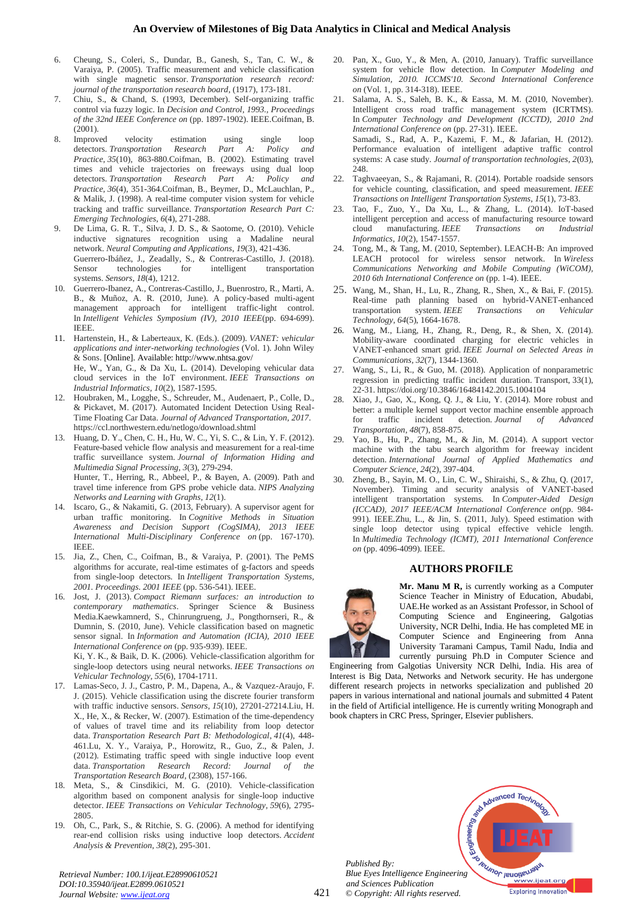6. Cheung, S., Coleri, S., Dundar, B., Ganesh, S., Tan, C. W., & Varaiya, P. (2005). Traffic measurement and vehicle classification with single magnetic sensor. *Transportation research record: journal of the transportation research board*, (1917), 173-181.
7. Chiu, S., & Chand, S. (1993, December). Self-organizing traffic control via fuzzy logic. In *Decision and Control, 1993., Proceedings of the 32nd IEEE Conference on* (pp. 1897-1902). IEEE.Coifman, B. (2001).
8. Improved velocity estimation using single loop detectors. *Transportation Research Part A: Policy and Practice*, *35*(10), 863-880.Coifman, B. (2002). Estimating travel times and vehicle trajectories on freeways using dual loop detectors. *Transportation Research Part A: Policy and Practice*, *36*(4), 351-364.Coifman, B., Beymer, D., McLauchlan, P., & Malik, J. (1998). A real-time computer vision system for vehicle tracking and traffic surveillance. *Transportation Research Part C: Emerging Technologies*, *6*(4), 271-288.
9. De Lima, G. R. T., Silva, J. D. S., & Saotome, O. (2010). Vehicle inductive signatures recognition using a Madaline neural network. *Neural Computing and Applications*, *19*(3), 421-436. Guerrero-Ibáñez, J., Zeadally, S., & Contreras-Castillo, J. (2018). Sensor technologies for intelligent transportation systems. *Sensors*, *18*(4), 1212.
10. Guerrero-Ibanez, A., Contreras-Castillo, J., Buenrostro, R., Marti, A. B., & Muñoz, A. R. (2010, June). A policy-based multi-agent management approach for intelligent traffic-light control. In *Intelligent Vehicles Symposium (IV), 2010 IEEE*(pp. 694-699). IEEE.
11. Hartenstein, H., & Laberteaux, K. (Eds.). (2009). *VANET: vehicular applications and inter-networking technologies* (Vol. 1). John Wiley & Sons. [Online]. Available: http://www.nhtsa.gov/ He, W., Yan, G., & Da Xu, L. (2014). Developing vehicular data cloud services in the IoT environment. *IEEE Transactions on Industrial Informatics*, *10*(2), 1587-1595.
12. Houbraken, M., Logghe, S., Schreuder, M., Audenaert, P., Colle, D., & Pickavet, M. (2017). Automated Incident Detection Using Real-Time Floating Car Data. *Journal of Advanced Transportation, 2017*. https://ccl.northwestern.edu/netlogo/download.shtml
13. Huang, D. Y., Chen, C. H., Hu, W. C., Yi, S. C., & Lin, Y. F. (2012). Feature-based vehicle flow analysis and measurement for a real-time traffic surveillance system. *Journal of Information Hiding and Multimedia Signal Processing*, *3*(3), 279-294. Hunter, T., Herring, R., Abbeel, P., & Bayen, A. (2009). Path and travel time inference from GPS probe vehicle data. *NIPS Analyzing Networks and Learning with Graphs*, *12*(1).
14. Iscaro, G., & Nakamiti, G. (2013, February). A supervisor agent for urban traffic monitoring. In *Cognitive Methods in Situation Awareness and Decision Support (CogSIMA), 2013 IEEE International Multi-Disciplinary Conference on* (pp. 167-170). IEEE.
15. Jia, Z., Chen, C., Coifman, B., & Varaiya, P. (2001). The PeMS algorithms for accurate, real-time estimates of g-factors and speeds from single-loop detectors. In *Intelligent Transportation Systems, 2001. Proceedings. 2001 IEEE* (pp. 536-541). IEEE.
16. Jost, J. (2013). *Compact Riemann surfaces: an introduction to contemporary mathematics*. Springer Science & Business Media.Kaewkamnerd, S., Chinrungrueng, J., Pongthornseri, R., & Dumnin, S. (2010, June). Vehicle classification based on magnetic sensor signal. In *Information and Automation (ICIA), 2010 IEEE International Conference on* (pp. 935-939). IEEE. Ki, Y. K., & Baik, D. K. (2006). Vehicle-classification algorithm for single-loop detectors using neural networks. *IEEE Transactions on Vehicular Technology*, *55*(6), 1704-1711.
17. Lamas-Seco, J. J., Castro, P. M., Dapena, A., & Vazquez-Araujo, F. J. (2015). Vehicle classification using the discrete fourier transform with traffic inductive sensors. *Sensors*, *15*(10), 27201-27214.Liu, H. X., He, X., & Recker, W. (2007). Estimation of the time-dependency of values of travel time and its reliability from loop detector data. *Transportation Research Part B: Methodological*, *41*(4), 448-461.Lu, X. Y., Varaiya, P., Horowitz, R., Guo, Z., & Palen, J. (2012). Estimating traffic speed with single inductive loop event data. *Transportation Research Record: Journal of the Transportation Research Board*, (2308), 157-166.
18. Meta, S., & Cinsdikici, M. G. (2010). Vehicle-classification algorithm based on component analysis for single-loop inductive detector. *IEEE Transactions on Vehicular Technology*, *59*(6), 2795-2805.
19. Oh, C., Park, S., & Ritchie, S. G. (2006). A method for identifying rear-end collision risks using inductive loop detectors. *Accident Analysis & Prevention*, *38*(2), 295-301.
20. Pan, X., Guo, Y., & Men, A. (2010, January). Traffic surveillance system for vehicle flow detection. In *Computer Modeling and Simulation, 2010. ICCMS'10. Second International Conference on* (Vol. 1, pp. 314-318). IEEE.
21. Salama, A. S., Saleh, B. K., & Eassa, M. M. (2010, November). Intelligent cross road traffic management system (ICRTMS). In *Computer Technology and Development (ICCTD), 2010 2nd International Conference on* (pp. 27-31). IEEE. Samadi, S., Rad, A. P., Kazemi, F. M., & Jafarian, H. (2012). Performance evaluation of intelligent adaptive traffic control systems: A case study. *Journal of transportation technologies*, *2*(03), 248.
22. Taghvaeeyan, S., & Rajamani, R. (2014). Portable roadside sensors for vehicle counting, classification, and speed measurement. *IEEE Transactions on Intelligent Transportation Systems*, *15*(1), 73-83.
23. Tao, F., Zuo, Y., Da Xu, L., & Zhang, L. (2014). IoT-based intelligent perception and access of manufacturing resource toward cloud manufacturing. *IEEE Transactions on Industrial Informatics*, *10*(2), 1547-1557.
24. Tong, M., & Tang, M. (2010, September). LEACH-B: An improved LEACH protocol for wireless sensor network. In *Wireless Communications Networking and Mobile Computing (WiCOM), 2010 6th International Conference on* (pp. 1-4). IEEE.
25. Wang, M., Shan, H., Lu, R., Zhang, R., Shen, X., & Bai, F. (2015). Real-time path planning based on hybrid-VANET-enhanced transportation system. *IEEE Transactions on Vehicular Technology*, *64*(5), 1664-1678.
26. Wang, M., Liang, H., Zhang, R., Deng, R., & Shen, X. (2014). Mobility-aware coordinated charging for electric vehicles in VANET-enhanced smart grid. *IEEE Journal on Selected Areas in Communications*, *32*(7), 1344-1360.
27. Wang, S., Li, R., & Guo, M. (2018). Application of nonparametric regression in predicting traffic incident duration. Transport, 33(1), 22-31. https://doi.org/10.3846/16484142.2015.1004104
28. Xiao, J., Gao, X., Kong, Q. J., & Liu, Y. (2014). More robust and better: a multiple kernel support vector machine ensemble approach for traffic incident detection. *Journal of Advanced Transportation*, *48*(7), 858-875.
29. Yao, B., Hu, P., Zhang, M., & Jin, M. (2014). A support vector machine with the tabu search algorithm for freeway incident detection. *International Journal of Applied Mathematics and Computer Science*, *24*(2), 397-404.
30. Zheng, B., Sayin, M. O., Lin, C. W., Shiraishi, S., & Zhu, Q. (2017, November). Timing and security analysis of VANET-based intelligent transportation systems. In *Computer-Aided Design (ICCAD), 2017 IEEE/ACM International Conference on*(pp. 984-991). IEEE.Zhu, L., & Jin, S. (2011, July). Speed estimation with single loop detector using typical effective vehicle length. In *Multimedia Technology (ICMT), 2011 International Conference on* (pp. 4096-4099). IEEE.

## AUTHORS PROFILE

**Mr. Manu M R,** is currently working as a Computer Science Teacher in Ministry of Education, Abudabi, UAE.He worked as an Assistant Professor, in School of Computing Science and Engineering, Galgotias University, NCR Delhi, India. He has completed ME in Computer Science and Engineering from Anna University Taramani Campus, Tamil Nadu, India and currently pursuing Ph.D in Computer Science and Engineering from Galgotias University NCR Delhi, India. His area of Interest is Big Data, Networks and Network security. He has undergone different research projects in networks specialization and published 20 papers in various international and national journals and submitted 4 Patent in the field of Artificial intelligence. He is currently writing Monograph and book chapters in CRC Press, Springer, Elsevier publishers.